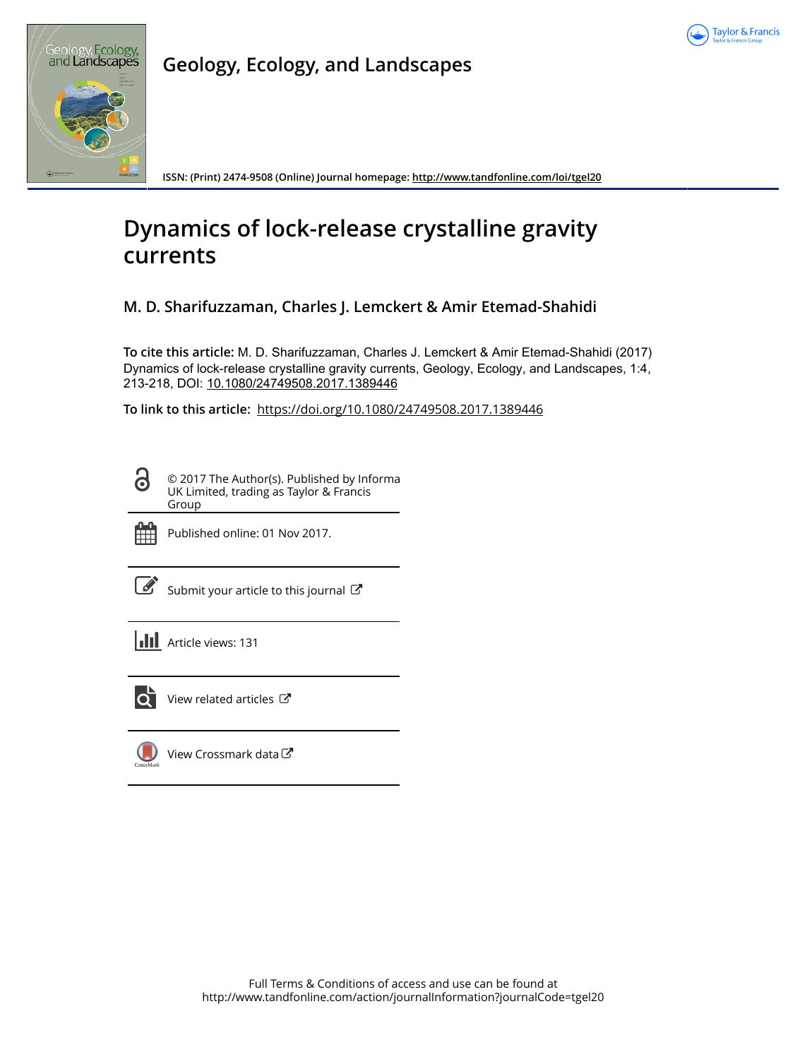# Geology, Ecology, and Landscapes

ISSN: (Print) 2474-9508 (Online) Journal homepage: http://www.tandfonline.com/loi/tgel20

# Dynamics of lock-release crystalline gravity currents

## M. D. Sharifuzzaman, Charles J. Lemckert & Amir Etemad-Shahidi

**To cite this article:** M. D. Sharifuzzaman, Charles J. Lemckert & Amir Etemad-Shahidi (2017) Dynamics of lock-release crystalline gravity currents, Geology, Ecology, and Landscapes, 1:4, 213-218, DOI: 10.1080/24749508.2017.1389446

**To link to this article:** https://doi.org/10.1080/24749508.2017.1389446

© 2017 The Author(s). Published by Informa UK Limited, trading as Taylor & Francis Group

Published online: 01 Nov 2017.

Submit your article to this journal

Article views: 131

View related articles

View Crossmark data

Full Terms & Conditions of access and use can be found at
http://www.tandfonline.com/action/journalInformation?journalCode=tgel20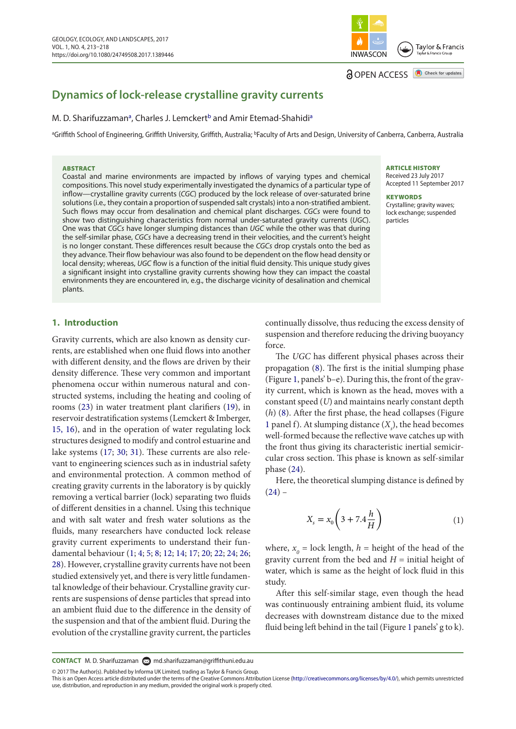# Dynamics of lock-release crystalline gravity currents

M. D. Sharifuzzaman[a], Charles J. Lemckert[b] and Amir Etemad-Shahidi[a]

[a]Griffith School of Engineering, Griffith University, Griffith, Australia; [b]Faculty of Arts and Design, University of Canberra, Canberra, Australia

**ABSTRACT**

Coastal and marine environments are impacted by inflows of varying types and chemical compositions. This novel study experimentally investigated the dynamics of a particular type of inflow—crystalline gravity currents (*CGC*) produced by the lock release of over-saturated brine solutions (i.e., they contain a proportion of suspended salt crystals) into a non-stratified ambient. Such flows may occur from desalination and chemical plant discharges. *CGCs* were found to show two distinguishing characteristics from normal under-saturated gravity currents (*UGC*). One was that *CGCs* have longer slumping distances than *UGC* while the other was that during the self-similar phase, *CGCs* have a decreasing trend in their velocities, and the current's height is no longer constant. These differences result because the *CGCs* drop crystals onto the bed as they advance. Their flow behaviour was also found to be dependent on the flow head density or local density; whereas, *UGC* flow is a function of the initial fluid density. This unique study gives a significant insight into crystalline gravity currents showing how they can impact the coastal environments they are encountered in, e.g., the discharge vicinity of desalination and chemical plants.

**ARTICLE HISTORY**
Received 23 July 2017
Accepted 11 September 2017

**KEYWORDS**
Crystalline; gravity waves; lock exchange; suspended particles

## 1. Introduction

Gravity currents, which are also known as density currents, are established when one fluid flows into another with different density, and the flows are driven by their density difference. These very common and important phenomena occur within numerous natural and constructed systems, including the heating and cooling of rooms (23) in water treatment plant clarifiers (19), in reservoir destratification systems (Lemckert & Imberger, 15, 16), and in the operation of water regulating lock structures designed to modify and control estuarine and lake systems (17; 30; 31). These currents are also relevant to engineering sciences such as in industrial safety and environmental protection. A common method of creating gravity currents in the laboratory is by quickly removing a vertical barrier (lock) separating two fluids of different densities in a channel. Using this technique and with salt water and fresh water solutions as the fluids, many researchers have conducted lock release gravity current experiments to understand their fundamental behaviour (1; 4; 5; 8; 12; 14; 17; 20; 22; 24; 26; 28). However, crystalline gravity currents have not been studied extensively yet, and there is very little fundamental knowledge of their behaviour. Crystalline gravity currents are suspensions of dense particles that spread into an ambient fluid due to the difference in the density of the suspension and that of the ambient fluid. During the evolution of the crystalline gravity current, the particles continually dissolve, thus reducing the excess density of suspension and therefore reducing the driving buoyancy force.

The *UGC* has different physical phases across their propagation (8). The first is the initial slumping phase (Figure 1, panels' b–e). During this, the front of the gravity current, which is known as the head, moves with a constant speed ($U$) and maintains nearly constant depth ($h$) (8). After the first phase, the head collapses (Figure 1 panel f). At slumping distance ($X_s$), the head becomes well-formed because the reflective wave catches up with the front thus giving its characteristic inertial semicircular cross section. This phase is known as self-similar phase (24).

Here, the theoretical slumping distance is defined by (24) –

$$X_s = x_0\left(3 + 7.4\frac{h}{H}\right) \tag{1}$$

where, $x_0$ = lock length, $h$ = height of the head of the gravity current from the bed and $H$ = initial height of water, which is same as the height of lock fluid in this study.

After this self-similar stage, even though the head was continuously entraining ambient fluid, its volume decreases with downstream distance due to the mixed fluid being left behind in the tail (Figure 1 panels' g to k).

**CONTACT** M. D. Sharifuzzaman md.sharifuzzaman@griffithuni.edu.au

© 2017 The Author(s). Published by Informa UK Limited, trading as Taylor & Francis Group.
This is an Open Access article distributed under the terms of the Creative Commons Attribution License (http://creativecommons.org/licenses/by/4.0/), which permits unrestricted use, distribution, and reproduction in any medium, provided the original work is properly cited.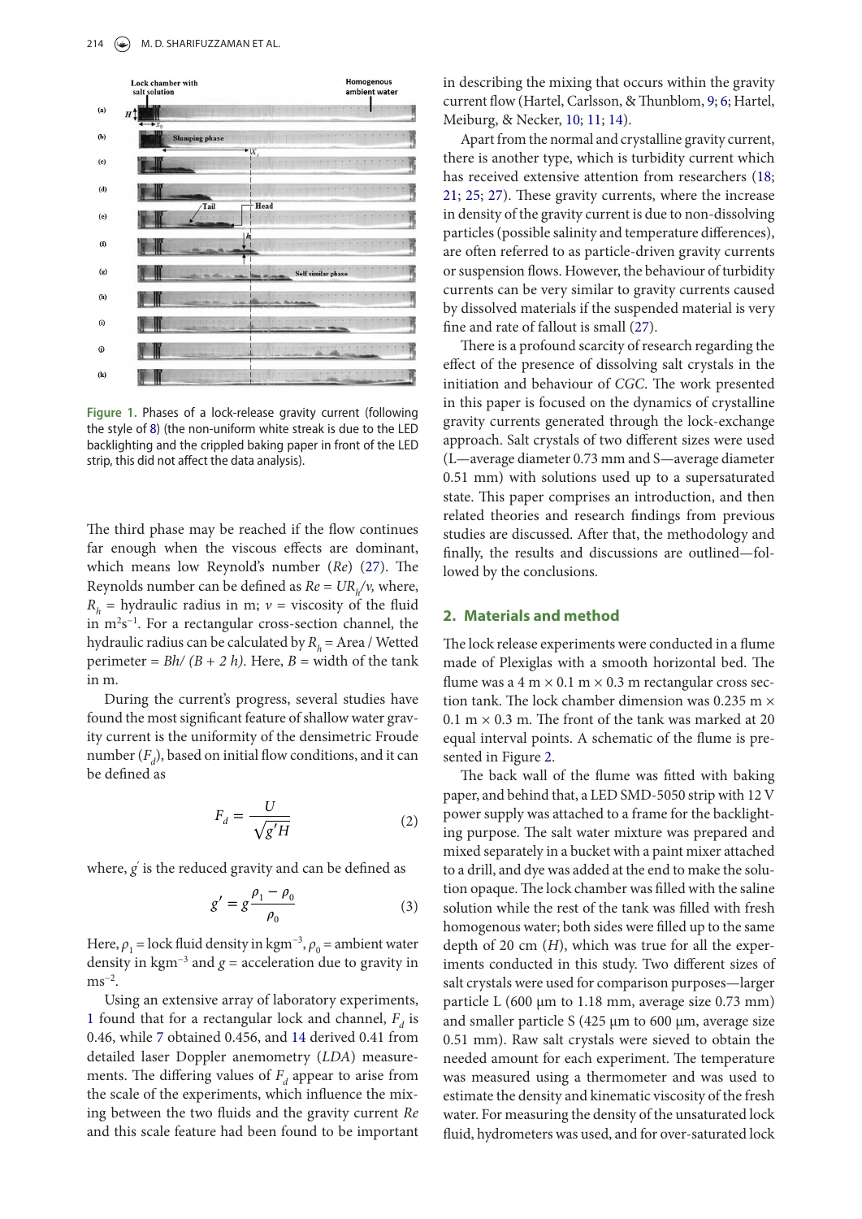Figure 1. Phases of a lock-release gravity current (following the style of 8) (the non-uniform white streak is due to the LED backlighting and the crippled baking paper in front of the LED strip, this did not affect the data analysis).

The third phase may be reached if the flow continues far enough when the viscous effects are dominant, which means low Reynold's number ($Re$) (27). The Reynolds number can be defined as $Re = UR_h/v$, where, $R_h$ = hydraulic radius in m; $v$ = viscosity of the fluid in $m^2s^{-1}$. For a rectangular cross-section channel, the hydraulic radius can be calculated by $R_h$ = Area / Wetted perimeter = $Bh/(B + 2h)$. Here, $B$ = width of the tank in m.

During the current's progress, several studies have found the most significant feature of shallow water gravity current is the uniformity of the densimetric Froude number ($F_d$), based on initial flow conditions, and it can be defined as

$$F_d = \frac{U}{\sqrt{g'H}} \tag{2}$$

where, $g'$ is the reduced gravity and can be defined as

$$g' = g\frac{\rho_1 - \rho_0}{\rho_0} \tag{3}$$

Here, $\rho_1$ = lock fluid density in $kgm^{-3}$, $\rho_0$ = ambient water density in $kgm^{-3}$ and $g$ = acceleration due to gravity in $ms^{-2}$.

Using an extensive array of laboratory experiments, 1 found that for a rectangular lock and channel, $F_d$ is 0.46, while 7 obtained 0.456, and 14 derived 0.41 from detailed laser Doppler anemometry (*LDA*) measurements. The differing values of $F_d$ appear to arise from the scale of the experiments, which influence the mixing between the two fluids and the gravity current $Re$ and this scale feature had been found to be important in describing the mixing that occurs within the gravity current flow (Hartel, Carlsson, & Thunblom, 9; 6; Hartel, Meiburg, & Necker, 10; 11; 14).

Apart from the normal and crystalline gravity current, there is another type, which is turbidity current which has received extensive attention from researchers (18; 21; 25; 27). These gravity currents, where the increase in density of the gravity current is due to non-dissolving particles (possible salinity and temperature differences), are often referred to as particle-driven gravity currents or suspension flows. However, the behaviour of turbidity currents can be very similar to gravity currents caused by dissolved materials if the suspended material is very fine and rate of fallout is small (27).

There is a profound scarcity of research regarding the effect of the presence of dissolving salt crystals in the initiation and behaviour of *CGC*. The work presented in this paper is focused on the dynamics of crystalline gravity currents generated through the lock-exchange approach. Salt crystals of two different sizes were used (L—average diameter 0.73 mm and S—average diameter 0.51 mm) with solutions used up to a supersaturated state. This paper comprises an introduction, and then related theories and research findings from previous studies are discussed. After that, the methodology and finally, the results and discussions are outlined—followed by the conclusions.

## 2. Materials and method

The lock release experiments were conducted in a flume made of Plexiglas with a smooth horizontal bed. The flume was a 4 m × 0.1 m × 0.3 m rectangular cross section tank. The lock chamber dimension was 0.235 m × 0.1 m × 0.3 m. The front of the tank was marked at 20 equal interval points. A schematic of the flume is presented in Figure 2.

The back wall of the flume was fitted with baking paper, and behind that, a LED SMD-5050 strip with 12 V power supply was attached to a frame for the backlighting purpose. The salt water mixture was prepared and mixed separately in a bucket with a paint mixer attached to a drill, and dye was added at the end to make the solution opaque. The lock chamber was filled with the saline solution while the rest of the tank was filled with fresh homogenous water; both sides were filled up to the same depth of 20 cm ($H$), which was true for all the experiments conducted in this study. Two different sizes of salt crystals were used for comparison purposes—larger particle L (600 μm to 1.18 mm, average size 0.73 mm) and smaller particle S (425 μm to 600 μm, average size 0.51 mm). Raw salt crystals were sieved to obtain the needed amount for each experiment. The temperature was measured using a thermometer and was used to estimate the density and kinematic viscosity of the fresh water. For measuring the density of the unsaturated lock fluid, hydrometers was used, and for over-saturated lock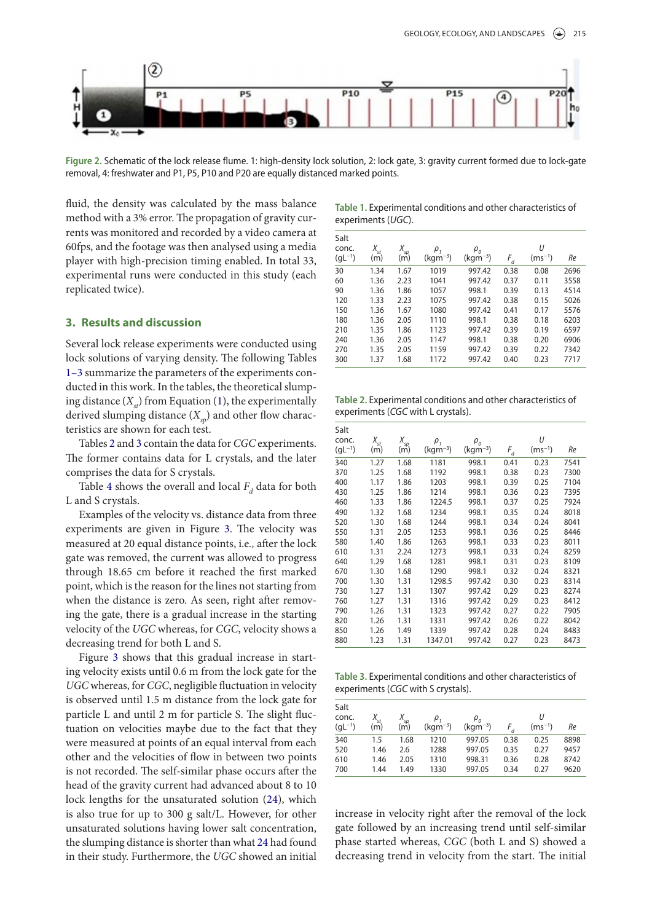Figure 2. Schematic of the lock release flume. 1: high-density lock solution, 2: lock gate, 3: gravity current formed due to lock-gate removal, 4: freshwater and P1, P5, P10 and P20 are equally distanced marked points.

fluid, the density was calculated by the mass balance method with a 3% error. The propagation of gravity currents was monitored and recorded by a video camera at 60fps, and the footage was then analysed using a media player with high-precision timing enabled. In total 33, experimental runs were conducted in this study (each replicated twice).

## 3. Results and discussion

Several lock release experiments were conducted using lock solutions of varying density. The following Tables 1–3 summarize the parameters of the experiments conducted in this work. In the tables, the theoretical slumping distance ($X_{st}$) from Equation (1), the experimentally derived slumping distance ($X_{sp}$) and other flow characteristics are shown for each test.

Tables 2 and 3 contain the data for *CGC* experiments. The former contains data for L crystals, and the later comprises the data for S crystals.

Table 4 shows the overall and local $F_d$ data for both L and S crystals.

Examples of the velocity vs. distance data from three experiments are given in Figure 3. The velocity was measured at 20 equal distance points, i.e., after the lock gate was removed, the current was allowed to progress through 18.65 cm before it reached the first marked point, which is the reason for the lines not starting from when the distance is zero. As seen, right after removing the gate, there is a gradual increase in the starting velocity of the *UGC* whereas, for *CGC*, velocity shows a decreasing trend for both L and S.

Figure 3 shows that this gradual increase in starting velocity exists until 0.6 m from the lock gate for the *UGC* whereas, for *CGC*, negligible fluctuation in velocity is observed until 1.5 m distance from the lock gate for particle L and until 2 m for particle S. The slight fluctuation on velocities maybe due to the fact that they were measured at points of an equal interval from each other and the velocities of flow in between two points is not recorded. The self-similar phase occurs after the head of the gravity current had advanced about 8 to 10 lock lengths for the unsaturated solution (24), which is also true for up to 300 g salt/L. However, for other unsaturated solutions having lower salt concentration, the slumping distance is shorter than what 24 had found in their study. Furthermore, the *UGC* showed an initial increase in velocity right after the removal of the lock gate followed by an increasing trend until self-similar phase started whereas, *CGC* (both L and S) showed a decreasing trend in velocity from the start. The initial

Table 1. Experimental conditions and other characteristics of experiments (*UGC*).

| Salt conc. (gL$^{-1}$) | $X_{st}$ (m) | $X_{sp}$ (m) | $\rho_1$ (kgm$^{-3}$) | $\rho_0$ (kgm$^{-3}$) | $F_d$ | $U$ (ms$^{-1}$) | $Re$ |
|---|---|---|---|---|---|---|---|
| 30 | 1.34 | 1.67 | 1019 | 997.42 | 0.38 | 0.08 | 2696 |
| 60 | 1.36 | 2.23 | 1041 | 997.42 | 0.37 | 0.11 | 3558 |
| 90 | 1.36 | 1.86 | 1057 | 998.1 | 0.39 | 0.13 | 4514 |
| 120 | 1.33 | 2.23 | 1075 | 997.42 | 0.38 | 0.15 | 5026 |
| 150 | 1.36 | 1.67 | 1080 | 997.42 | 0.41 | 0.17 | 5576 |
| 180 | 1.36 | 2.05 | 1110 | 998.1 | 0.38 | 0.18 | 6203 |
| 210 | 1.35 | 1.86 | 1123 | 997.42 | 0.39 | 0.19 | 6597 |
| 240 | 1.36 | 2.05 | 1147 | 998.1 | 0.38 | 0.20 | 6906 |
| 270 | 1.35 | 2.05 | 1159 | 997.42 | 0.39 | 0.22 | 7342 |
| 300 | 1.37 | 1.68 | 1172 | 997.42 | 0.40 | 0.23 | 7717 |

Table 2. Experimental conditions and other characteristics of experiments (*CGC* with L crystals).

| Salt conc. (gL$^{-1}$) | $X_{st}$ (m) | $X_{sp}$ (m) | $\rho_1$ (kgm$^{-3}$) | $\rho_0$ (kgm$^{-3}$) | $F_d$ | $U$ (ms$^{-1}$) | $Re$ |
|---|---|---|---|---|---|---|---|
| 340 | 1.27 | 1.68 | 1181 | 998.1 | 0.41 | 0.23 | 7541 |
| 370 | 1.25 | 1.68 | 1192 | 998.1 | 0.38 | 0.23 | 7300 |
| 400 | 1.17 | 1.86 | 1203 | 998.1 | 0.39 | 0.25 | 7104 |
| 430 | 1.25 | 1.86 | 1214 | 998.1 | 0.36 | 0.23 | 7395 |
| 460 | 1.33 | 1.68 | 1224.5 | 998.1 | 0.37 | 0.25 | 7924 |
| 490 | 1.32 | 1.68 | 1234 | 998.1 | 0.35 | 0.24 | 8018 |
| 520 | 1.30 | 1.68 | 1244 | 998.1 | 0.34 | 0.24 | 8041 |
| 550 | 1.31 | 2.05 | 1253 | 998.1 | 0.36 | 0.25 | 8446 |
| 580 | 1.40 | 1.86 | 1263 | 998.1 | 0.33 | 0.23 | 8011 |
| 610 | 1.31 | 2.24 | 1273 | 998.1 | 0.33 | 0.24 | 8259 |
| 640 | 1.29 | 1.68 | 1281 | 998.1 | 0.31 | 0.23 | 8109 |
| 670 | 1.30 | 1.68 | 1290 | 998.1 | 0.32 | 0.24 | 8321 |
| 700 | 1.30 | 1.31 | 1298.5 | 997.42 | 0.30 | 0.23 | 8314 |
| 730 | 1.27 | 1.31 | 1307 | 997.42 | 0.29 | 0.23 | 8274 |
| 760 | 1.27 | 1.31 | 1316 | 997.42 | 0.29 | 0.23 | 8412 |
| 790 | 1.26 | 1.31 | 1323 | 997.42 | 0.27 | 0.22 | 7905 |
| 820 | 1.26 | 1.31 | 1331 | 997.42 | 0.26 | 0.22 | 8042 |
| 850 | 1.26 | 1.49 | 1339 | 997.42 | 0.28 | 0.24 | 8483 |
| 880 | 1.23 | 1.31 | 1347.01 | 997.42 | 0.27 | 0.23 | 8473 |

Table 3. Experimental conditions and other characteristics of experiments (*CGC* with S crystals).

| Salt conc. (gL$^{-1}$) | $X_{st}$ (m) | $X_{sp}$ (m) | $\rho_1$ (kgm$^{-3}$) | $\rho_0$ (kgm$^{-3}$) | $F_d$ | $U$ (ms$^{-1}$) | $Re$ |
|---|---|---|---|---|---|---|---|
| 340 | 1.5 | 1.68 | 1210 | 997.05 | 0.38 | 0.25 | 8898 |
| 520 | 1.46 | 2.6 | 1288 | 997.05 | 0.35 | 0.27 | 9457 |
| 610 | 1.46 | 2.05 | 1310 | 998.31 | 0.36 | 0.28 | 8742 |
| 700 | 1.44 | 1.49 | 1330 | 997.05 | 0.34 | 0.27 | 9620 |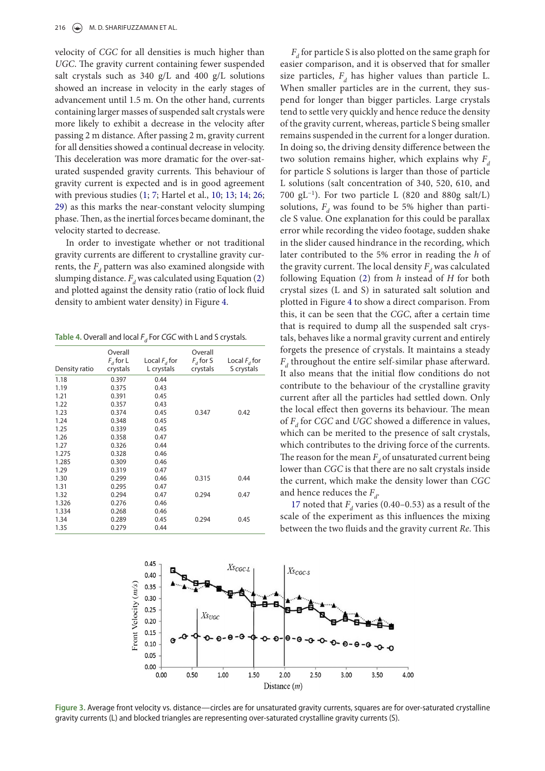velocity of *CGC* for all densities is much higher than *UGC*. The gravity current containing fewer suspended salt crystals such as 340 g/L and 400 g/L solutions showed an increase in velocity in the early stages of advancement until 1.5 m. On the other hand, currents containing larger masses of suspended salt crystals were more likely to exhibit a decrease in the velocity after passing 2 m distance. After passing 2 m, gravity current for all densities showed a continual decrease in velocity. This deceleration was more dramatic for the over-saturated suspended gravity currents. This behaviour of gravity current is expected and is in good agreement with previous studies (1; 7; Hartel et al., 10; 13; 14; 26; 29) as this marks the near-constant velocity slumping phase. Then, as the inertial forces became dominant, the velocity started to decrease.

In order to investigate whether or not traditional gravity currents are different to crystalline gravity currents, the $F_d$ pattern was also examined alongside with slumping distance. $F_d$ was calculated using Equation (2) and plotted against the density ratio (ratio of lock fluid density to ambient water density) in Figure 4.

**Table 4.** Overall and local $F_d$ For *CGC* with L and S crystals.

| Density ratio | Overall $F_d$ for L crystals | Local $F_d$ for L crystals | Overall $F_d$ for S crystals | Local $F_d$ for S crystals |
|---|---|---|---|---|
| 1.18 | 0.397 | 0.44 | | |
| 1.19 | 0.375 | 0.43 | | |
| 1.21 | 0.391 | 0.45 | | |
| 1.22 | 0.357 | 0.43 | | |
| 1.23 | 0.374 | 0.45 | 0.347 | 0.42 |
| 1.24 | 0.348 | 0.45 | | |
| 1.25 | 0.339 | 0.45 | | |
| 1.26 | 0.358 | 0.47 | | |
| 1.27 | 0.326 | 0.44 | | |
| 1.275 | 0.328 | 0.46 | | |
| 1.285 | 0.309 | 0.46 | | |
| 1.29 | 0.319 | 0.47 | | |
| 1.30 | 0.299 | 0.46 | 0.315 | 0.44 |
| 1.31 | 0.295 | 0.47 | | |
| 1.32 | 0.294 | 0.47 | 0.294 | 0.47 |
| 1.326 | 0.276 | 0.46 | | |
| 1.334 | 0.268 | 0.46 | | |
| 1.34 | 0.289 | 0.45 | 0.294 | 0.45 |
| 1.35 | 0.279 | 0.44 | | |

$F_d$ for particle S is also plotted on the same graph for easier comparison, and it is observed that for smaller size particles, $F_d$ has higher values than particle L. When smaller particles are in the current, they suspend for longer than bigger particles. Large crystals tend to settle very quickly and hence reduce the density of the gravity current, whereas, particle S being smaller remains suspended in the current for a longer duration. In doing so, the driving density difference between the two solution remains higher, which explains why $F_d$ for particle S solutions is larger than those of particle L solutions (salt concentration of 340, 520, 610, and 700 $gL^{-1}$). For two particle L (820 and 880g salt/L) solutions, $F_d$ was found to be 5% higher than particle S value. One explanation for this could be parallax error while recording the video footage, sudden shake in the slider caused hindrance in the recording, which later contributed to the 5% error in reading the $h$ of the gravity current. The local density $F_d$ was calculated following Equation (2) from $h$ instead of $H$ for both crystal sizes (L and S) in saturated salt solution and plotted in Figure 4 to show a direct comparison. From this, it can be seen that the *CGC*, after a certain time that is required to dump all the suspended salt crystals, behaves like a normal gravity current and entirely forgets the presence of crystals. It maintains a steady $F_d$ throughout the entire self-similar phase afterward. It also means that the initial flow conditions do not contribute to the behaviour of the crystalline gravity current after all the particles had settled down. Only the local effect then governs its behaviour. The mean of $F_d$ for *CGC* and *UGC* showed a difference in values, which can be merited to the presence of salt crystals, which contributes to the driving force of the currents. The reason for the mean $F_d$ of unsaturated current being lower than *CGC* is that there are no salt crystals inside the current, which make the density lower than *CGC* and hence reduces the $F_d$.

17 noted that $F_d$ varies (0.40–0.53) as a result of the scale of the experiment as this influences the mixing between the two fluids and the gravity current *Re*. This

Figure 3. Average front velocity vs. distance—circles are for unsaturated gravity currents, squares are for over-saturated crystalline gravity currents (L) and blocked triangles are representing over-saturated crystalline gravity currents (S).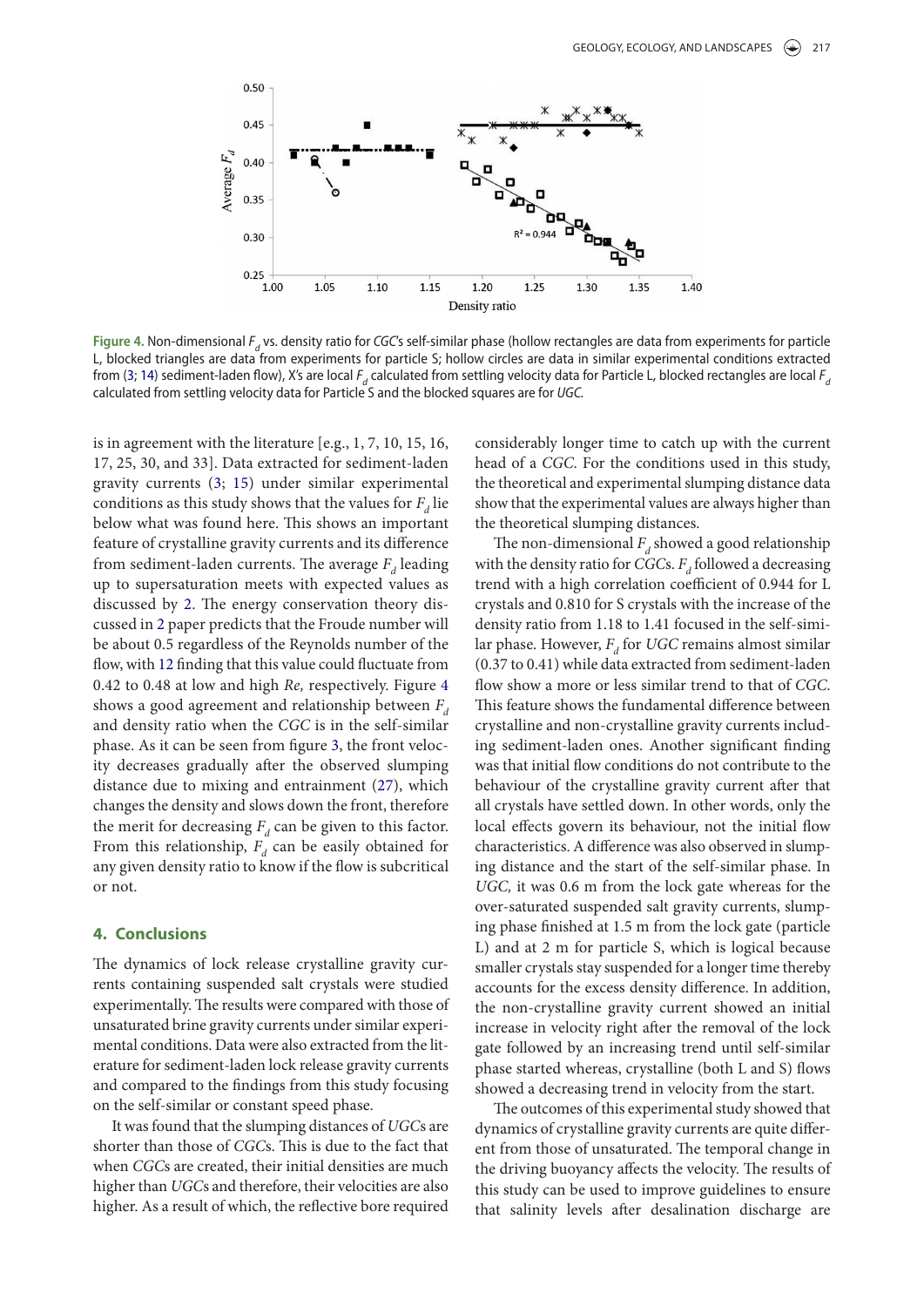Figure 4. Non-dimensional $F_d$ vs. density ratio for *CGC*'s self-similar phase (hollow rectangles are data from experiments for particle L, blocked triangles are data from experiments for particle S; hollow circles are data in similar experimental conditions extracted from (3; 14) sediment-laden flow), X's are local $F_d$ calculated from settling velocity data for Particle L, blocked rectangles are local $F_d$ calculated from settling velocity data for Particle S and the blocked squares are for *UGC*.

is in agreement with the literature [e.g., 1, 7, 10, 15, 16, 17, 25, 30, and 33]. Data extracted for sediment-laden gravity currents (3; 15) under similar experimental conditions as this study shows that the values for $F_d$ lie below what was found here. This shows an important feature of crystalline gravity currents and its difference from sediment-laden currents. The average $F_d$ leading up to supersaturation meets with expected values as discussed by 2. The energy conservation theory discussed in 2 paper predicts that the Froude number will be about 0.5 regardless of the Reynolds number of the flow, with 12 finding that this value could fluctuate from 0.42 to 0.48 at low and high *Re,* respectively. Figure 4 shows a good agreement and relationship between $F_d$ and density ratio when the *CGC* is in the self-similar phase. As it can be seen from figure 3, the front velocity decreases gradually after the observed slumping distance due to mixing and entrainment (27), which changes the density and slows down the front, therefore the merit for decreasing $F_d$ can be given to this factor. From this relationship, $F_d$ can be easily obtained for any given density ratio to know if the flow is subcritical or not.

## 4. Conclusions

The dynamics of lock release crystalline gravity currents containing suspended salt crystals were studied experimentally. The results were compared with those of unsaturated brine gravity currents under similar experimental conditions. Data were also extracted from the literature for sediment-laden lock release gravity currents and compared to the findings from this study focusing on the self-similar or constant speed phase.

It was found that the slumping distances of *UGC*s are shorter than those of *CGC*s. This is due to the fact that when *CGC*s are created, their initial densities are much higher than *UGC*s and therefore, their velocities are also higher. As a result of which, the reflective bore required considerably longer time to catch up with the current head of a *CGC*. For the conditions used in this study, the theoretical and experimental slumping distance data show that the experimental values are always higher than the theoretical slumping distances.

The non-dimensional $F_d$ showed a good relationship with the density ratio for *CGC*s. $F_d$ followed a decreasing trend with a high correlation coefficient of 0.944 for L crystals and 0.810 for S crystals with the increase of the density ratio from 1.18 to 1.41 focused in the self-similar phase. However, $F_d$ for *UGC* remains almost similar (0.37 to 0.41) while data extracted from sediment-laden flow show a more or less similar trend to that of *CGC.* This feature shows the fundamental difference between crystalline and non-crystalline gravity currents including sediment-laden ones. Another significant finding was that initial flow conditions do not contribute to the behaviour of the crystalline gravity current after that all crystals have settled down. In other words, only the local effects govern its behaviour, not the initial flow characteristics. A difference was also observed in slumping distance and the start of the self-similar phase. In *UGC,* it was 0.6 m from the lock gate whereas for the over-saturated suspended salt gravity currents, slumping phase finished at 1.5 m from the lock gate (particle L) and at 2 m for particle S, which is logical because smaller crystals stay suspended for a longer time thereby accounts for the excess density difference. In addition, the non-crystalline gravity current showed an initial increase in velocity right after the removal of the lock gate followed by an increasing trend until self-similar phase started whereas, crystalline (both L and S) flows showed a decreasing trend in velocity from the start.

The outcomes of this experimental study showed that dynamics of crystalline gravity currents are quite different from those of unsaturated. The temporal change in the driving buoyancy affects the velocity. The results of this study can be used to improve guidelines to ensure that salinity levels after desalination discharge are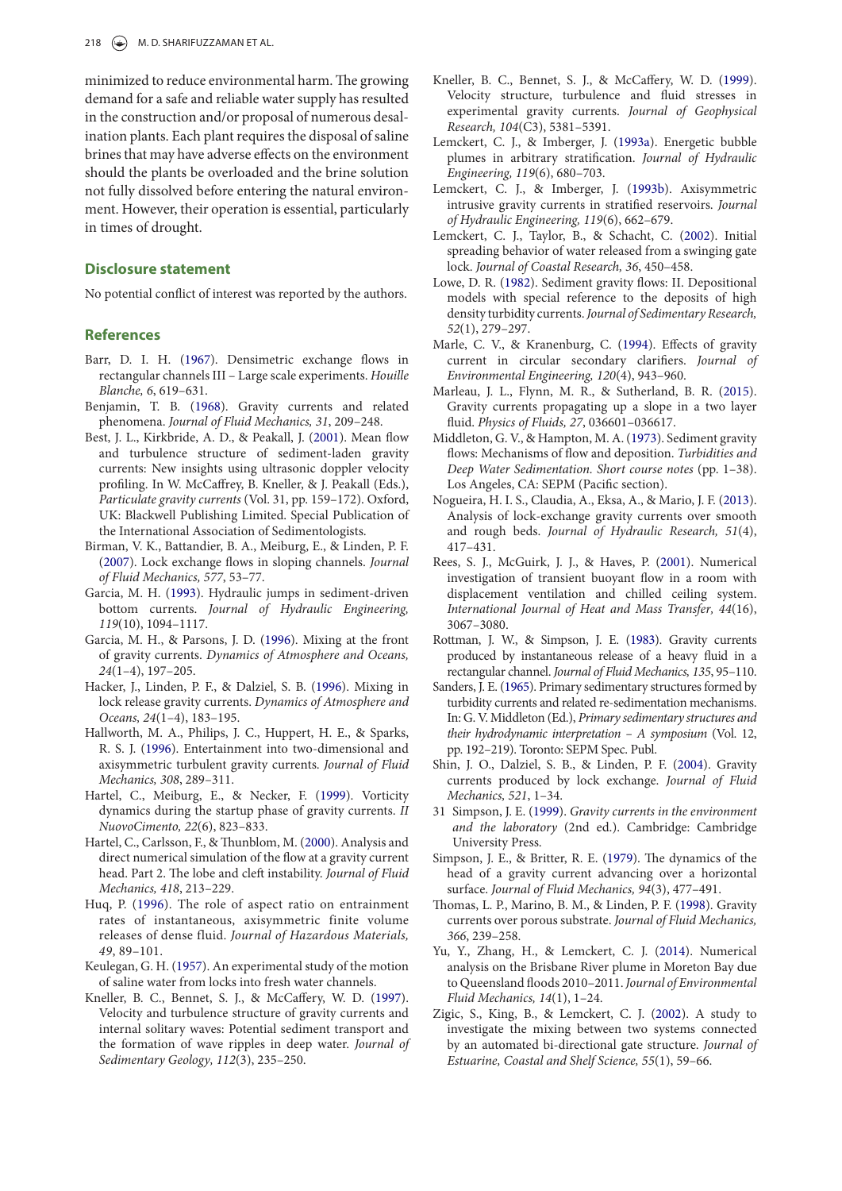minimized to reduce environmental harm. The growing demand for a safe and reliable water supply has resulted in the construction and/or proposal of numerous desalination plants. Each plant requires the disposal of saline brines that may have adverse effects on the environment should the plants be overloaded and the brine solution not fully dissolved before entering the natural environment. However, their operation is essential, particularly in times of drought.

## Disclosure statement

No potential conflict of interest was reported by the authors.

## References

Barr, D. I. H. (1967). Densimetric exchange flows in rectangular channels III – Large scale experiments. *Houille Blanche, 6*, 619–631.

Benjamin, T. B. (1968). Gravity currents and related phenomena. *Journal of Fluid Mechanics, 31*, 209–248.

Best, J. L., Kirkbride, A. D., & Peakall, J. (2001). Mean flow and turbulence structure of sediment-laden gravity currents: New insights using ultrasonic doppler velocity profiling. In W. McCaffrey, B. Kneller, & J. Peakall (Eds.), *Particulate gravity currents* (Vol. 31, pp. 159–172). Oxford, UK: Blackwell Publishing Limited. Special Publication of the International Association of Sedimentologists.

Birman, V. K., Battandier, B. A., Meiburg, E., & Linden, P. F. (2007). Lock exchange flows in sloping channels. *Journal of Fluid Mechanics, 577*, 53–77.

Garcia, M. H. (1993). Hydraulic jumps in sediment-driven bottom currents. *Journal of Hydraulic Engineering, 119*(10), 1094–1117.

Garcia, M. H., & Parsons, J. D. (1996). Mixing at the front of gravity currents. *Dynamics of Atmosphere and Oceans, 24*(1–4), 197–205.

Hacker, J., Linden, P. F., & Dalziel, S. B. (1996). Mixing in lock release gravity currents. *Dynamics of Atmosphere and Oceans, 24*(1–4), 183–195.

Hallworth, M. A., Philips, J. C., Huppert, H. E., & Sparks, R. S. J. (1996). Entertainment into two-dimensional and axisymmetric turbulent gravity currents. *Journal of Fluid Mechanics, 308*, 289–311.

Hartel, C., Meiburg, E., & Necker, F. (1999). Vorticity dynamics during the startup phase of gravity currents. *II NuovoCimento, 22*(6), 823–833.

Hartel, C., Carlsson, F., & Thunblom, M. (2000). Analysis and direct numerical simulation of the flow at a gravity current head. Part 2. The lobe and cleft instability. *Journal of Fluid Mechanics, 418*, 213–229.

Huq, P. (1996). The role of aspect ratio on entrainment rates of instantaneous, axisymmetric finite volume releases of dense fluid. *Journal of Hazardous Materials, 49*, 89–101.

Keulegan, G. H. (1957). An experimental study of the motion of saline water from locks into fresh water channels.

Kneller, B. C., Bennet, S. J., & McCaffery, W. D. (1997). Velocity and turbulence structure of gravity currents and internal solitary waves: Potential sediment transport and the formation of wave ripples in deep water. *Journal of Sedimentary Geology, 112*(3), 235–250.

Kneller, B. C., Bennet, S. J., & McCaffery, W. D. (1999). Velocity structure, turbulence and fluid stresses in experimental gravity currents. *Journal of Geophysical Research, 104*(C3), 5381–5391.

Lemckert, C. J., & Imberger, J. (1993a). Energetic bubble plumes in arbitrary stratification. *Journal of Hydraulic Engineering, 119*(6), 680–703.

Lemckert, C. J., & Imberger, J. (1993b). Axisymmetric intrusive gravity currents in stratified reservoirs. *Journal of Hydraulic Engineering, 119*(6), 662–679.

Lemckert, C. J., Taylor, B., & Schacht, C. (2002). Initial spreading behavior of water released from a swinging gate lock. *Journal of Coastal Research, 36*, 450–458.

Lowe, D. R. (1982). Sediment gravity flows: II. Depositional models with special reference to the deposits of high density turbidity currents. *Journal of Sedimentary Research, 52*(1), 279–297.

Marle, C. V., & Kranenburg, C. (1994). Effects of gravity current in circular secondary clarifiers. *Journal of Environmental Engineering, 120*(4), 943–960.

Marleau, J. L., Flynn, M. R., & Sutherland, B. R. (2015). Gravity currents propagating up a slope in a two layer fluid. *Physics of Fluids, 27*, 036601–036617.

Middleton, G. V., & Hampton, M. A. (1973). Sediment gravity flows: Mechanisms of flow and deposition. *Turbidities and Deep Water Sedimentation. Short course notes* (pp. 1–38). Los Angeles, CA: SEPM (Pacific section).

Nogueira, H. I. S., Claudia, A., Eksa, A., & Mario, J. F. (2013). Analysis of lock-exchange gravity currents over smooth and rough beds. *Journal of Hydraulic Research, 51*(4), 417–431.

Rees, S. J., McGuirk, J. J., & Haves, P. (2001). Numerical investigation of transient buoyant flow in a room with displacement ventilation and chilled ceiling system. *International Journal of Heat and Mass Transfer, 44*(16), 3067–3080.

Rottman, J. W., & Simpson, J. E. (1983). Gravity currents produced by instantaneous release of a heavy fluid in a rectangular channel. *Journal of Fluid Mechanics, 135*, 95–110.

Sanders, J. E. (1965). Primary sedimentary structures formed by turbidity currents and related re-sedimentation mechanisms. In: G. V. Middleton (Ed.), *Primary sedimentary structures and their hydrodynamic interpretation – A symposium* (Vol. 12, pp. 192–219). Toronto: SEPM Spec. Publ.

Shin, J. O., Dalziel, S. B., & Linden, P. F. (2004). Gravity currents produced by lock exchange. *Journal of Fluid Mechanics, 521*, 1–34.

31 Simpson, J. E. (1999). *Gravity currents in the environment and the laboratory* (2nd ed.). Cambridge: Cambridge University Press.

Simpson, J. E., & Britter, R. E. (1979). The dynamics of the head of a gravity current advancing over a horizontal surface. *Journal of Fluid Mechanics, 94*(3), 477–491.

Thomas, L. P., Marino, B. M., & Linden, P. F. (1998). Gravity currents over porous substrate. *Journal of Fluid Mechanics, 366*, 239–258.

Yu, Y., Zhang, H., & Lemckert, C. J. (2014). Numerical analysis on the Brisbane River plume in Moreton Bay due to Queensland floods 2010–2011. *Journal of Environmental Fluid Mechanics, 14*(1), 1–24.

Zigic, S., King, B., & Lemckert, C. J. (2002). A study to investigate the mixing between two systems connected by an automated bi-directional gate structure. *Journal of Estuarine, Coastal and Shelf Science, 55*(1), 59–66.